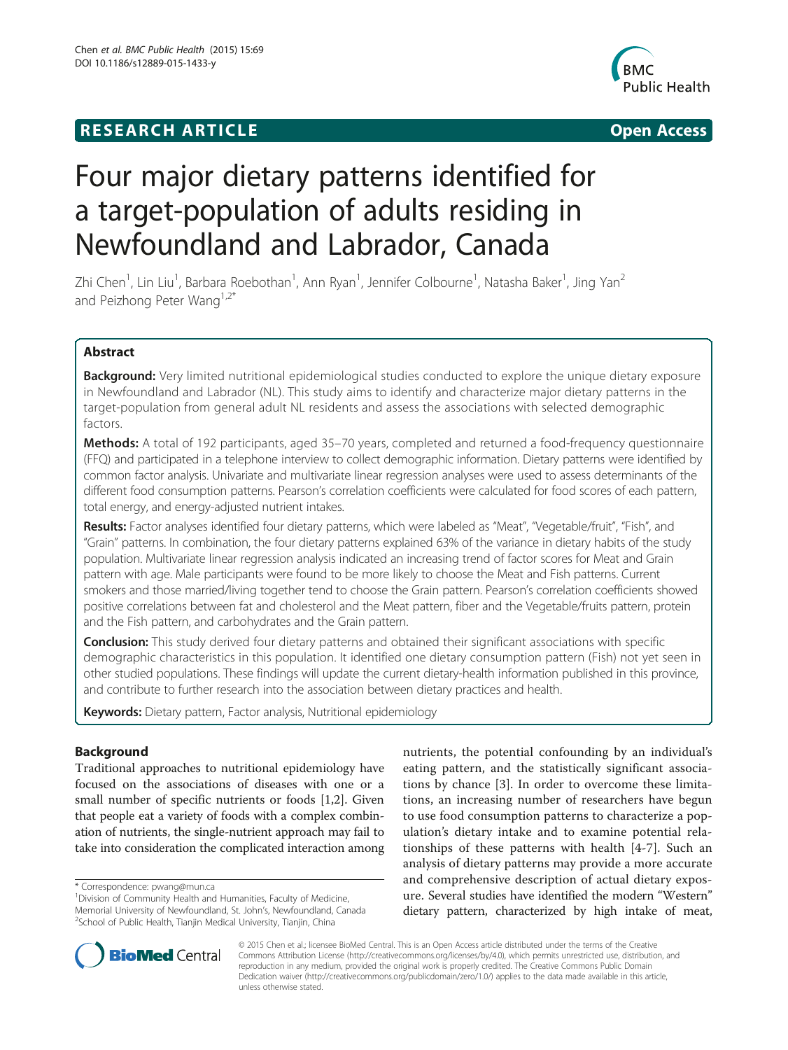RESEARCH ARTICLE Open Access

# Four major dietary patterns identified for a target-population of adults residing in Newfoundland and Labrador, Canada

Zhi Chen[1], Lin Liu[1], Barbara Roebothan[1], Ann Ryan[1], Jennifer Colbourne[1], Natasha Baker[1], Jing Yan[2] and Peizhong Peter Wang[1,2*]

## Abstract

**Background:** Very limited nutritional epidemiological studies conducted to explore the unique dietary exposure in Newfoundland and Labrador (NL). This study aims to identify and characterize major dietary patterns in the target-population from general adult NL residents and assess the associations with selected demographic factors.

**Methods:** A total of 192 participants, aged 35–70 years, completed and returned a food-frequency questionnaire (FFQ) and participated in a telephone interview to collect demographic information. Dietary patterns were identified by common factor analysis. Univariate and multivariate linear regression analyses were used to assess determinants of the different food consumption patterns. Pearson's correlation coefficients were calculated for food scores of each pattern, total energy, and energy-adjusted nutrient intakes.

**Results:** Factor analyses identified four dietary patterns, which were labeled as "Meat", "Vegetable/fruit", "Fish", and "Grain" patterns. In combination, the four dietary patterns explained 63% of the variance in dietary habits of the study population. Multivariate linear regression analysis indicated an increasing trend of factor scores for Meat and Grain pattern with age. Male participants were found to be more likely to choose the Meat and Fish patterns. Current smokers and those married/living together tend to choose the Grain pattern. Pearson's correlation coefficients showed positive correlations between fat and cholesterol and the Meat pattern, fiber and the Vegetable/fruits pattern, protein and the Fish pattern, and carbohydrates and the Grain pattern.

**Conclusion:** This study derived four dietary patterns and obtained their significant associations with specific demographic characteristics in this population. It identified one dietary consumption pattern (Fish) not yet seen in other studied populations. These findings will update the current dietary-health information published in this province, and contribute to further research into the association between dietary practices and health.

**Keywords:** Dietary pattern, Factor analysis, Nutritional epidemiology

## Background

Traditional approaches to nutritional epidemiology have focused on the associations of diseases with one or a small number of specific nutrients or foods [1,2]. Given that people eat a variety of foods with a complex combination of nutrients, the single-nutrient approach may fail to take into consideration the complicated interaction among nutrients, the potential confounding by an individual's eating pattern, and the statistically significant associations by chance [3]. In order to overcome these limitations, an increasing number of researchers have begun to use food consumption patterns to characterize a population's dietary intake and to examine potential relationships of these patterns with health [4-7]. Such an analysis of dietary patterns may provide a more accurate and comprehensive description of actual dietary exposure. Several studies have identified the modern "Western" dietary pattern, characterized by high intake of meat,

* Correspondence: pwang@mun.ca
[1]Division of Community Health and Humanities, Faculty of Medicine, Memorial University of Newfoundland, St. John's, Newfoundland, Canada
[2]School of Public Health, Tianjin Medical University, Tianjin, China

© 2015 Chen et al.; licensee BioMed Central. This is an Open Access article distributed under the terms of the Creative Commons Attribution License (http://creativecommons.org/licenses/by/4.0), which permits unrestricted use, distribution, and reproduction in any medium, provided the original work is properly credited. The Creative Commons Public Domain Dedication waiver (http://creativecommons.org/publicdomain/zero/1.0/) applies to the data made available in this article, unless otherwise stated.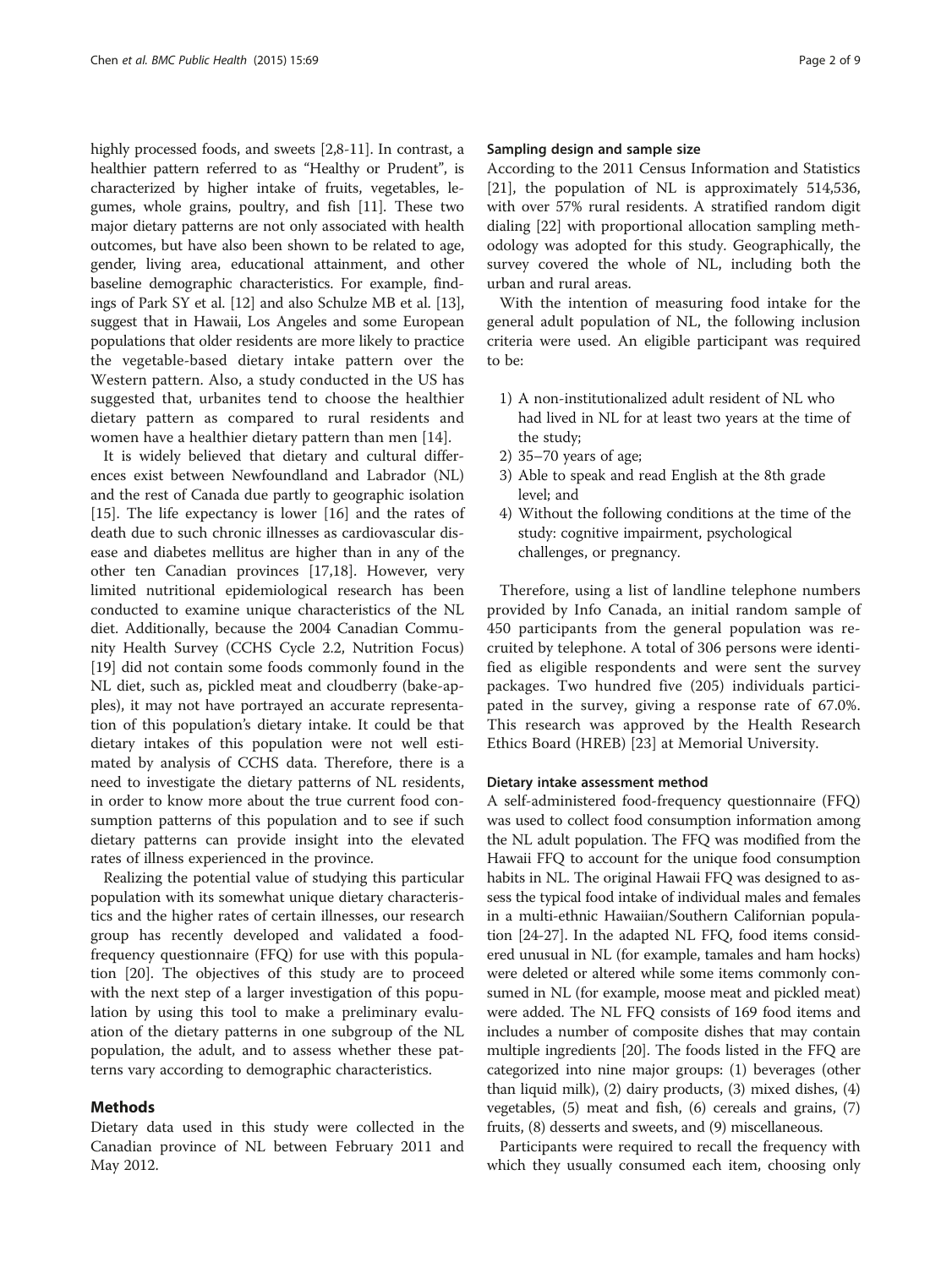highly processed foods, and sweets [2,8-11]. In contrast, a healthier pattern referred to as "Healthy or Prudent", is characterized by higher intake of fruits, vegetables, legumes, whole grains, poultry, and fish [11]. These two major dietary patterns are not only associated with health outcomes, but have also been shown to be related to age, gender, living area, educational attainment, and other baseline demographic characteristics. For example, findings of Park SY et al. [12] and also Schulze MB et al. [13], suggest that in Hawaii, Los Angeles and some European populations that older residents are more likely to practice the vegetable-based dietary intake pattern over the Western pattern. Also, a study conducted in the US has suggested that, urbanites tend to choose the healthier dietary pattern as compared to rural residents and women have a healthier dietary pattern than men [14].

It is widely believed that dietary and cultural differences exist between Newfoundland and Labrador (NL) and the rest of Canada due partly to geographic isolation [15]. The life expectancy is lower [16] and the rates of death due to such chronic illnesses as cardiovascular disease and diabetes mellitus are higher than in any of the other ten Canadian provinces [17,18]. However, very limited nutritional epidemiological research has been conducted to examine unique characteristics of the NL diet. Additionally, because the 2004 Canadian Community Health Survey (CCHS Cycle 2.2, Nutrition Focus) [19] did not contain some foods commonly found in the NL diet, such as, pickled meat and cloudberry (bake-apples), it may not have portrayed an accurate representation of this population's dietary intake. It could be that dietary intakes of this population were not well estimated by analysis of CCHS data. Therefore, there is a need to investigate the dietary patterns of NL residents, in order to know more about the true current food consumption patterns of this population and to see if such dietary patterns can provide insight into the elevated rates of illness experienced in the province.

Realizing the potential value of studying this particular population with its somewhat unique dietary characteristics and the higher rates of certain illnesses, our research group has recently developed and validated a food-frequency questionnaire (FFQ) for use with this population [20]. The objectives of this study are to proceed with the next step of a larger investigation of this population by using this tool to make a preliminary evaluation of the dietary patterns in one subgroup of the NL population, the adult, and to assess whether these patterns vary according to demographic characteristics.

## Methods

Dietary data used in this study were collected in the Canadian province of NL between February 2011 and May 2012.

### Sampling design and sample size

According to the 2011 Census Information and Statistics [21], the population of NL is approximately 514,536, with over 57% rural residents. A stratified random digit dialing [22] with proportional allocation sampling methodology was adopted for this study. Geographically, the survey covered the whole of NL, including both the urban and rural areas.

With the intention of measuring food intake for the general adult population of NL, the following inclusion criteria were used. An eligible participant was required to be:

1) A non-institutionalized adult resident of NL who had lived in NL for at least two years at the time of the study;
2) 35–70 years of age;
3) Able to speak and read English at the 8th grade level; and
4) Without the following conditions at the time of the study: cognitive impairment, psychological challenges, or pregnancy.

Therefore, using a list of landline telephone numbers provided by Info Canada, an initial random sample of 450 participants from the general population was recruited by telephone. A total of 306 persons were identified as eligible respondents and were sent the survey packages. Two hundred five (205) individuals participated in the survey, giving a response rate of 67.0%. This research was approved by the Health Research Ethics Board (HREB) [23] at Memorial University.

### Dietary intake assessment method

A self-administered food-frequency questionnaire (FFQ) was used to collect food consumption information among the NL adult population. The FFQ was modified from the Hawaii FFQ to account for the unique food consumption habits in NL. The original Hawaii FFQ was designed to assess the typical food intake of individual males and females in a multi-ethnic Hawaiian/Southern Californian population [24-27]. In the adapted NL FFQ, food items considered unusual in NL (for example, tamales and ham hocks) were deleted or altered while some items commonly consumed in NL (for example, moose meat and pickled meat) were added. The NL FFQ consists of 169 food items and includes a number of composite dishes that may contain multiple ingredients [20]. The foods listed in the FFQ are categorized into nine major groups: (1) beverages (other than liquid milk), (2) dairy products, (3) mixed dishes, (4) vegetables, (5) meat and fish, (6) cereals and grains, (7) fruits, (8) desserts and sweets, and (9) miscellaneous.

Participants were required to recall the frequency with which they usually consumed each item, choosing only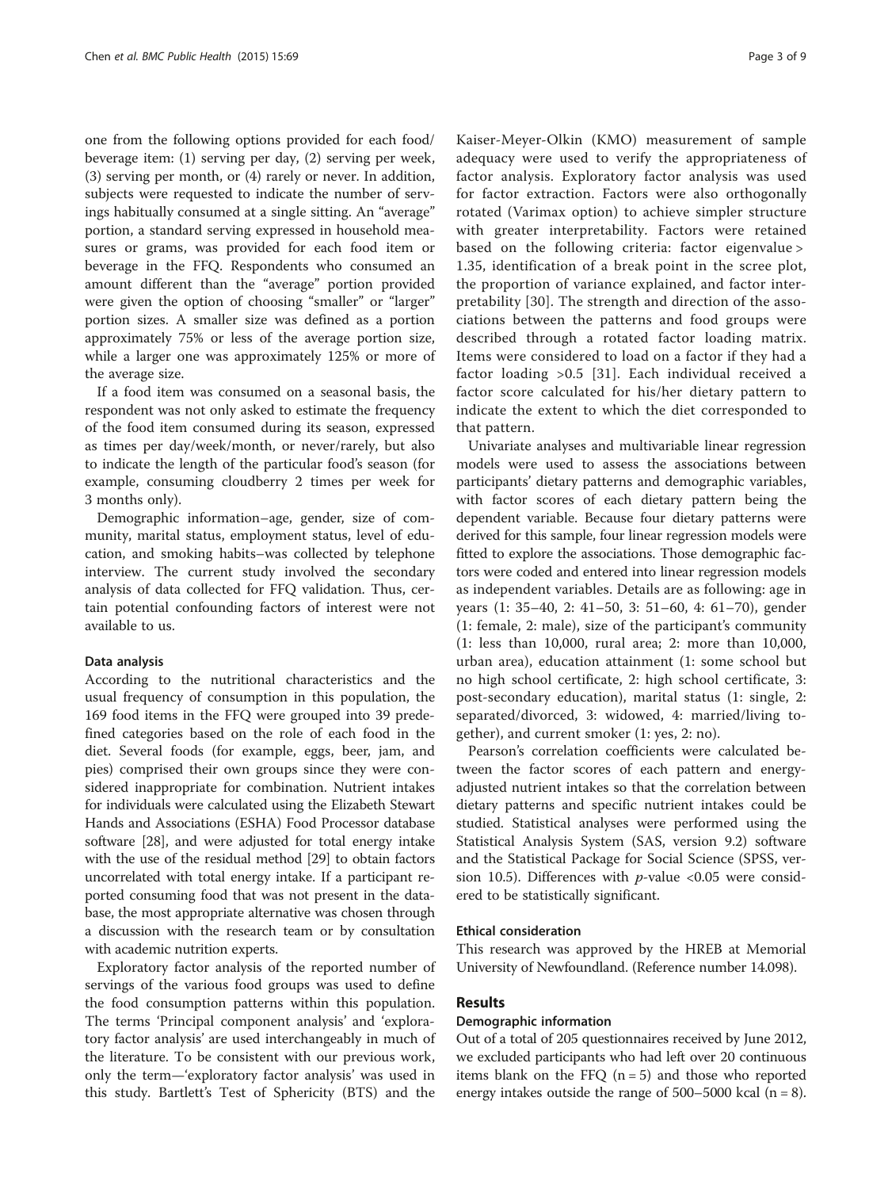one from the following options provided for each food/beverage item: (1) serving per day, (2) serving per week, (3) serving per month, or (4) rarely or never. In addition, subjects were requested to indicate the number of servings habitually consumed at a single sitting. An "average" portion, a standard serving expressed in household measures or grams, was provided for each food item or beverage in the FFQ. Respondents who consumed an amount different than the "average" portion provided were given the option of choosing "smaller" or "larger" portion sizes. A smaller size was defined as a portion approximately 75% or less of the average portion size, while a larger one was approximately 125% or more of the average size.

If a food item was consumed on a seasonal basis, the respondent was not only asked to estimate the frequency of the food item consumed during its season, expressed as times per day/week/month, or never/rarely, but also to indicate the length of the particular food's season (for example, consuming cloudberry 2 times per week for 3 months only).

Demographic information–age, gender, size of community, marital status, employment status, level of education, and smoking habits–was collected by telephone interview. The current study involved the secondary analysis of data collected for FFQ validation. Thus, certain potential confounding factors of interest were not available to us.

### Data analysis

According to the nutritional characteristics and the usual frequency of consumption in this population, the 169 food items in the FFQ were grouped into 39 predefined categories based on the role of each food in the diet. Several foods (for example, eggs, beer, jam, and pies) comprised their own groups since they were considered inappropriate for combination. Nutrient intakes for individuals were calculated using the Elizabeth Stewart Hands and Associations (ESHA) Food Processor database software [28], and were adjusted for total energy intake with the use of the residual method [29] to obtain factors uncorrelated with total energy intake. If a participant reported consuming food that was not present in the database, the most appropriate alternative was chosen through a discussion with the research team or by consultation with academic nutrition experts.

Exploratory factor analysis of the reported number of servings of the various food groups was used to define the food consumption patterns within this population. The terms 'Principal component analysis' and 'exploratory factor analysis' are used interchangeably in much of the literature. To be consistent with our previous work, only the term—'exploratory factor analysis' was used in this study. Bartlett's Test of Sphericity (BTS) and the Kaiser-Meyer-Olkin (KMO) measurement of sample adequacy were used to verify the appropriateness of factor analysis. Exploratory factor analysis was used for factor extraction. Factors were also orthogonally rotated (Varimax option) to achieve simpler structure with greater interpretability. Factors were retained based on the following criteria: factor eigenvalue > 1.35, identification of a break point in the scree plot, the proportion of variance explained, and factor interpretability [30]. The strength and direction of the associations between the patterns and food groups were described through a rotated factor loading matrix. Items were considered to load on a factor if they had a factor loading >0.5 [31]. Each individual received a factor score calculated for his/her dietary pattern to indicate the extent to which the diet corresponded to that pattern.

Univariate analyses and multivariable linear regression models were used to assess the associations between participants' dietary patterns and demographic variables, with factor scores of each dietary pattern being the dependent variable. Because four dietary patterns were derived for this sample, four linear regression models were fitted to explore the associations. Those demographic factors were coded and entered into linear regression models as independent variables. Details are as following: age in years (1: 35–40, 2: 41–50, 3: 51–60, 4: 61–70), gender (1: female, 2: male), size of the participant's community (1: less than 10,000, rural area; 2: more than 10,000, urban area), education attainment (1: some school but no high school certificate, 2: high school certificate, 3: post-secondary education), marital status (1: single, 2: separated/divorced, 3: widowed, 4: married/living together), and current smoker (1: yes, 2: no).

Pearson's correlation coefficients were calculated between the factor scores of each pattern and energy-adjusted nutrient intakes so that the correlation between dietary patterns and specific nutrient intakes could be studied. Statistical analyses were performed using the Statistical Analysis System (SAS, version 9.2) software and the Statistical Package for Social Science (SPSS, version 10.5). Differences with $p$-value <0.05 were considered to be statistically significant.

### Ethical consideration

This research was approved by the HREB at Memorial University of Newfoundland. (Reference number 14.098).

## Results

### Demographic information

Out of a total of 205 questionnaires received by June 2012, we excluded participants who had left over 20 continuous items blank on the FFQ (n = 5) and those who reported energy intakes outside the range of 500–5000 kcal (n = 8).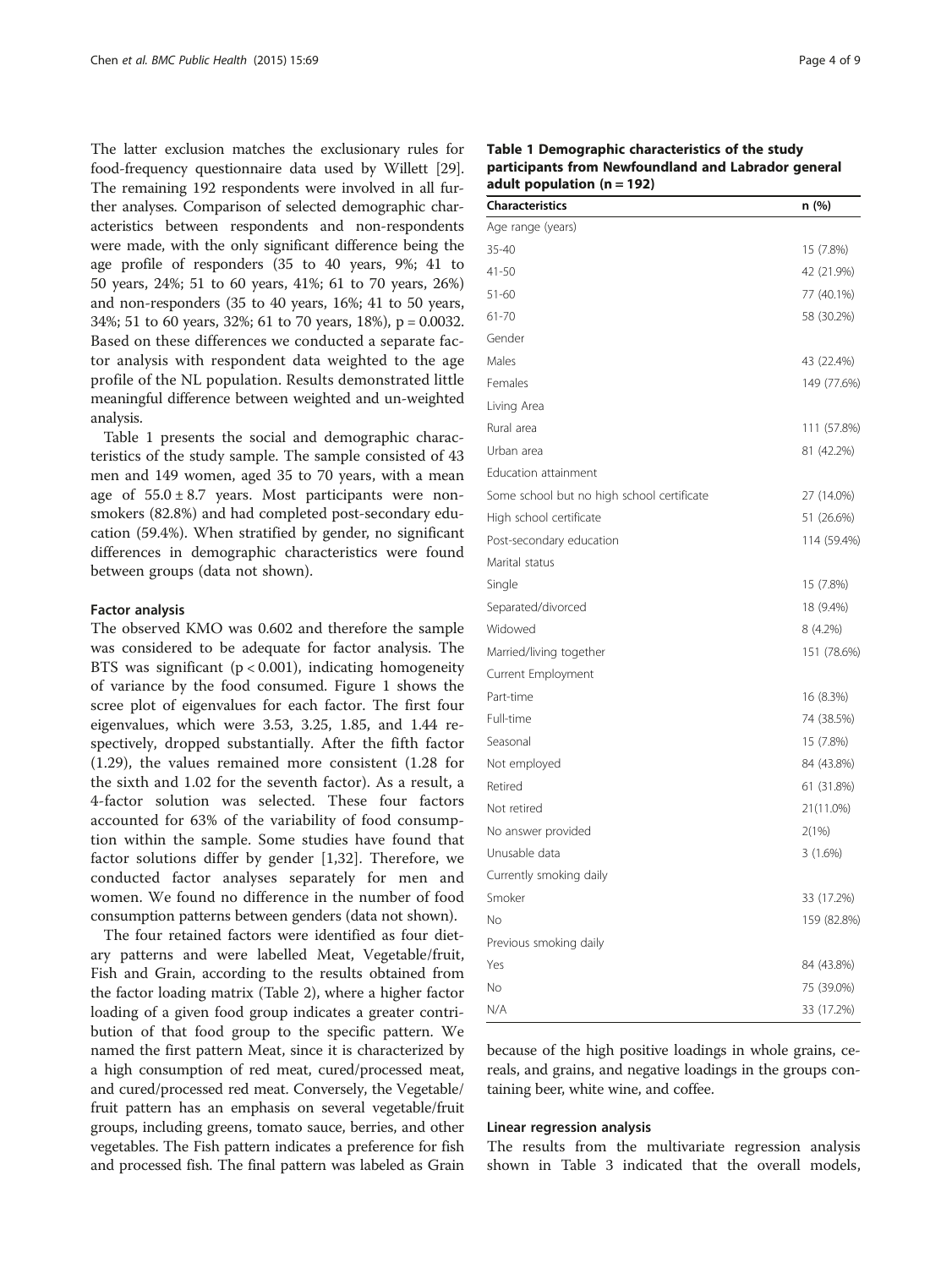The latter exclusion matches the exclusionary rules for food-frequency questionnaire data used by Willett [29]. The remaining 192 respondents were involved in all further analyses. Comparison of selected demographic characteristics between respondents and non-respondents were made, with the only significant difference being the age profile of responders (35 to 40 years, 9%; 41 to 50 years, 24%; 51 to 60 years, 41%; 61 to 70 years, 26%) and non-responders (35 to 40 years, 16%; 41 to 50 years, 34%; 51 to 60 years, 32%; 61 to 70 years, 18%), p = 0.0032. Based on these differences we conducted a separate factor analysis with respondent data weighted to the age profile of the NL population. Results demonstrated little meaningful difference between weighted and un-weighted analysis.

Table 1 presents the social and demographic characteristics of the study sample. The sample consisted of 43 men and 149 women, aged 35 to 70 years, with a mean age of $55.0 \pm 8.7$ years. Most participants were non-smokers (82.8%) and had completed post-secondary education (59.4%). When stratified by gender, no significant differences in demographic characteristics were found between groups (data not shown).

**Table 1 Demographic characteristics of the study participants from Newfoundland and Labrador general adult population (n = 192)**

| Characteristics | n (%) |
|---|---|
| Age range (years) | |
| 35-40 | 15 (7.8%) |
| 41-50 | 42 (21.9%) |
| 51-60 | 77 (40.1%) |
| 61-70 | 58 (30.2%) |
| Gender | |
| Males | 43 (22.4%) |
| Females | 149 (77.6%) |
| Living Area | |
| Rural area | 111 (57.8%) |
| Urban area | 81 (42.2%) |
| Education attainment | |
| Some school but no high school certificate | 27 (14.0%) |
| High school certificate | 51 (26.6%) |
| Post-secondary education | 114 (59.4%) |
| Marital status | |
| Single | 15 (7.8%) |
| Separated/divorced | 18 (9.4%) |
| Widowed | 8 (4.2%) |
| Married/living together | 151 (78.6%) |
| Current Employment | |
| Part-time | 16 (8.3%) |
| Full-time | 74 (38.5%) |
| Seasonal | 15 (7.8%) |
| Not employed | 84 (43.8%) |
| Retired | 61 (31.8%) |
| Not retired | 21(11.0%) |
| No answer provided | 2(1%) |
| Unusable data | 3 (1.6%) |
| Currently smoking daily | |
| Smoker | 33 (17.2%) |
| No | 159 (82.8%) |
| Previous smoking daily | |
| Yes | 84 (43.8%) |
| No | 75 (39.0%) |
| N/A | 33 (17.2%) |

### Factor analysis

The observed KMO was 0.602 and therefore the sample was considered to be adequate for factor analysis. The BTS was significant ($p < 0.001$), indicating homogeneity of variance by the food consumed. Figure 1 shows the scree plot of eigenvalues for each factor. The first four eigenvalues, which were 3.53, 3.25, 1.85, and 1.44 respectively, dropped substantially. After the fifth factor (1.29), the values remained more consistent (1.28 for the sixth and 1.02 for the seventh factor). As a result, a 4-factor solution was selected. These four factors accounted for 63% of the variability of food consumption within the sample. Some studies have found that factor solutions differ by gender [1,32]. Therefore, we conducted factor analyses separately for men and women. We found no difference in the number of food consumption patterns between genders (data not shown).

The four retained factors were identified as four dietary patterns and were labelled Meat, Vegetable/fruit, Fish and Grain, according to the results obtained from the factor loading matrix (Table 2), where a higher factor loading of a given food group indicates a greater contribution of that food group to the specific pattern. We named the first pattern Meat, since it is characterized by a high consumption of red meat, cured/processed meat, and cured/processed red meat. Conversely, the Vegetable/fruit pattern has an emphasis on several vegetable/fruit groups, including greens, tomato sauce, berries, and other vegetables. The Fish pattern indicates a preference for fish and processed fish. The final pattern was labeled as Grain because of the high positive loadings in whole grains, cereals, and grains, and negative loadings in the groups containing beer, white wine, and coffee.

### Linear regression analysis

The results from the multivariate regression analysis shown in Table 3 indicated that the overall models,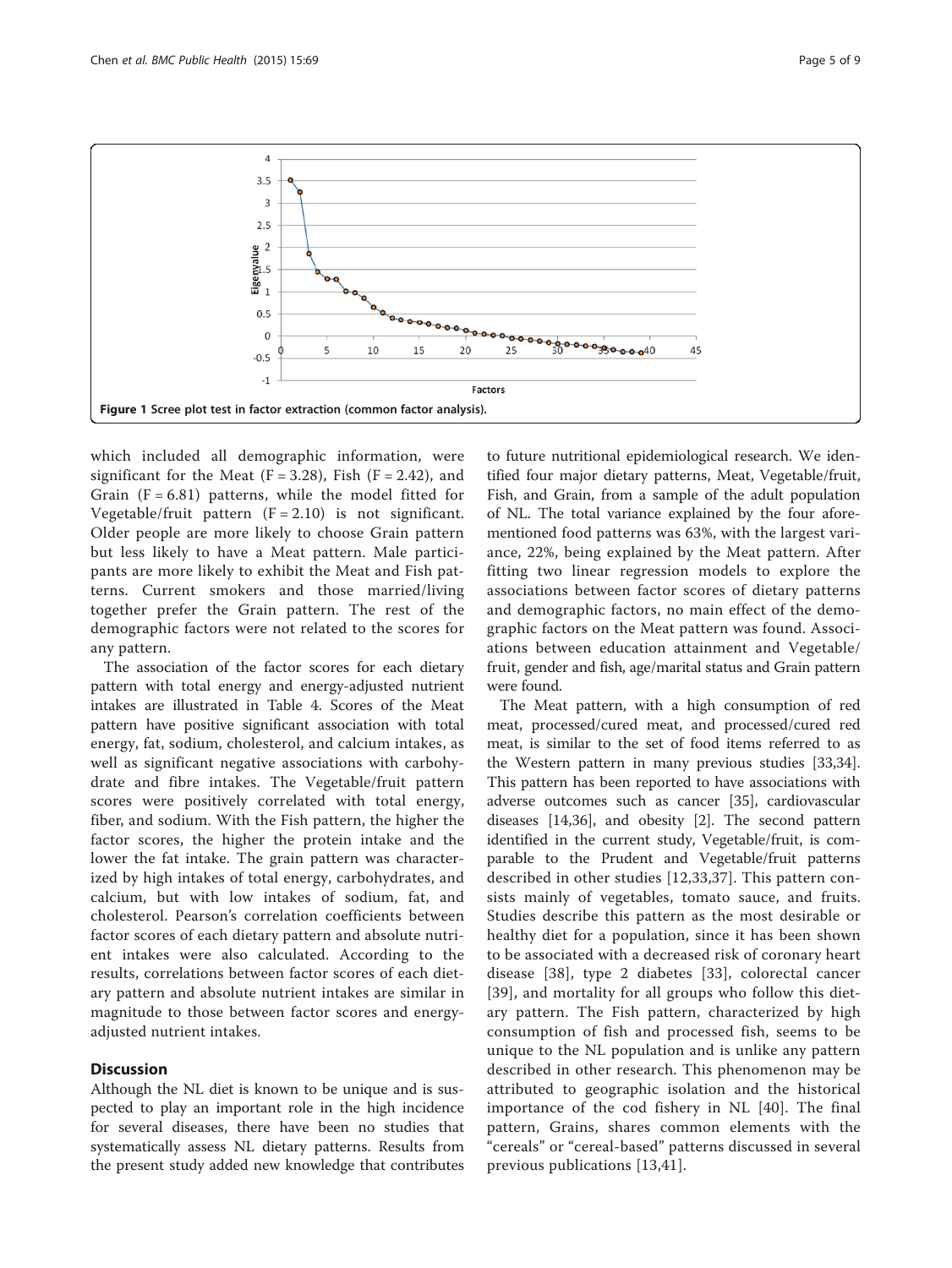4
3.5
3
2.5
2
1.5
1
0.5
0
-0.5
-1

Eigenvalue

0 5 10 15 20 25 30 35 40 45

Factors

**Figure 1** Scree plot test in factor extraction (common factor analysis).

which included all demographic information, were significant for the Meat (F = 3.28), Fish (F = 2.42), and Grain (F = 6.81) patterns, while the model fitted for Vegetable/fruit pattern (F = 2.10) is not significant. Older people are more likely to choose Grain pattern but less likely to have a Meat pattern. Male participants are more likely to exhibit the Meat and Fish patterns. Current smokers and those married/living together prefer the Grain pattern. The rest of the demographic factors were not related to the scores for any pattern.

The association of the factor scores for each dietary pattern with total energy and energy-adjusted nutrient intakes are illustrated in Table 4. Scores of the Meat pattern have positive significant association with total energy, fat, sodium, cholesterol, and calcium intakes, as well as significant negative associations with carbohydrate and fibre intakes. The Vegetable/fruit pattern scores were positively correlated with total energy, fiber, and sodium. With the Fish pattern, the higher the factor scores, the higher the protein intake and the lower the fat intake. The grain pattern was characterized by high intakes of total energy, carbohydrates, and calcium, but with low intakes of sodium, fat, and cholesterol. Pearson's correlation coefficients between factor scores of each dietary pattern and absolute nutrient intakes were also calculated. According to the results, correlations between factor scores of each dietary pattern and absolute nutrient intakes are similar in magnitude to those between factor scores and energy-adjusted nutrient intakes.

## Discussion

Although the NL diet is known to be unique and is suspected to play an important role in the high incidence for several diseases, there have been no studies that systematically assess NL dietary patterns. Results from the present study added new knowledge that contributes to future nutritional epidemiological research. We identified four major dietary patterns, Meat, Vegetable/fruit, Fish, and Grain, from a sample of the adult population of NL. The total variance explained by the four aforementioned food patterns was 63%, with the largest variance, 22%, being explained by the Meat pattern. After fitting two linear regression models to explore the associations between factor scores of dietary patterns and demographic factors, no main effect of the demographic factors on the Meat pattern was found. Associations between education attainment and Vegetable/fruit, gender and fish, age/marital status and Grain pattern were found.

The Meat pattern, with a high consumption of red meat, processed/cured meat, and processed/cured red meat, is similar to the set of food items referred to as the Western pattern in many previous studies [33,34]. This pattern has been reported to have associations with adverse outcomes such as cancer [35], cardiovascular diseases [14,36], and obesity [2]. The second pattern identified in the current study, Vegetable/fruit, is comparable to the Prudent and Vegetable/fruit patterns described in other studies [12,33,37]. This pattern consists mainly of vegetables, tomato sauce, and fruits. Studies describe this pattern as the most desirable or healthy diet for a population, since it has been shown to be associated with a decreased risk of coronary heart disease [38], type 2 diabetes [33], colorectal cancer [39], and mortality for all groups who follow this dietary pattern. The Fish pattern, characterized by high consumption of fish and processed fish, seems to be unique to the NL population and is unlike any pattern described in other research. This phenomenon may be attributed to geographic isolation and the historical importance of the cod fishery in NL [40]. The final pattern, Grains, shares common elements with the "cereals" or "cereal-based" patterns discussed in several previous publications [13,41].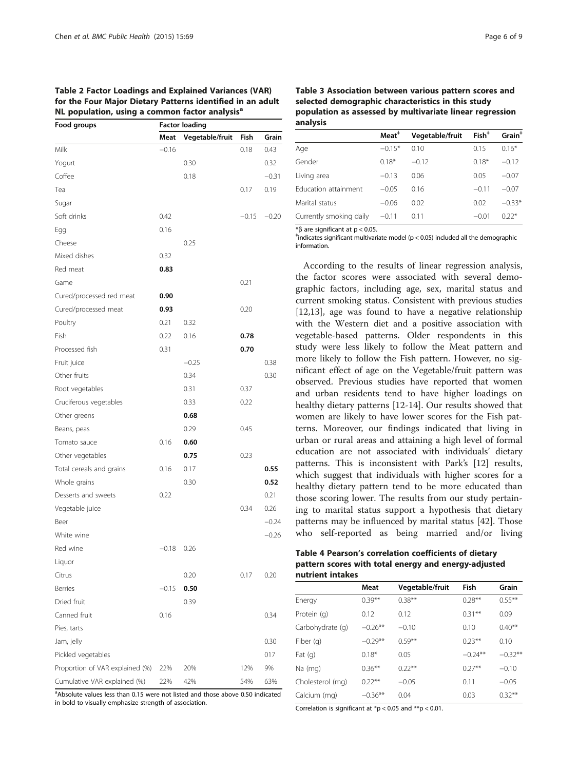**Table 2 Factor Loadings and Explained Variances (VAR) for the Four Major Dietary Patterns identified in an adult NL population, using a common factor analysis[a]**

| Food groups | Factor loading | | | |
|---|---|---|---|---|
| | Meat | Vegetable/fruit | Fish | Grain |
| Milk | −0.16 | | 0.18 | 0.43 |
| Yogurt | | 0.30 | | 0.32 |
| Coffee | | 0.18 | | −0.31 |
| Tea | | | 0.17 | 0.19 |
| Sugar | | | | |
| Soft drinks | 0.42 | | −0.15 | −0.20 |
| Egg | 0.16 | | | |
| Cheese | | 0.25 | | |
| Mixed dishes | 0.32 | | | |
| Red meat | **0.83** | | | |
| Game | | | 0.21 | |
| Cured/processed red meat | **0.90** | | | |
| Cured/processed meat | **0.93** | | 0.20 | |
| Poultry | 0.21 | 0.32 | | |
| Fish | 0.22 | 0.16 | **0.78** | |
| Processed fish | 0.31 | | **0.70** | |
| Fruit juice | | −0.25 | | 0.38 |
| Other fruits | | 0.34 | | 0.30 |
| Root vegetables | | 0.31 | 0.37 | |
| Cruciferous vegetables | | 0.33 | 0.22 | |
| Other greens | | **0.68** | | |
| Beans, peas | | 0.29 | 0.45 | |
| Tomato sauce | 0.16 | **0.60** | | |
| Other vegetables | | **0.75** | 0.23 | |
| Total cereals and grains | 0.16 | 0.17 | | **0.55** |
| Whole grains | | 0.30 | | **0.52** |
| Desserts and sweets | 0.22 | | | 0.21 |
| Vegetable juice | | | 0.34 | 0.26 |
| Beer | | | | −0.24 |
| White wine | | | | −0.26 |
| Red wine | −0.18 | 0.26 | | |
| Liquor | | | | |
| Citrus | | 0.20 | 0.17 | 0.20 |
| Berries | −0.15 | **0.50** | | |
| Dried fruit | | 0.39 | | |
| Canned fruit | 0.16 | | | 0.34 |
| Pies, tarts | | | | |
| Jam, jelly | | | | 0.30 |
| Pickled vegetables | | | | 017 |
| Proportion of VAR explained (%) | 22% | 20% | 12% | 9% |
| Cumulative VAR explained (%) | 22% | 42% | 54% | 63% |

[a]Absolute values less than 0.15 were not listed and those above 0.50 indicated in bold to visually emphasize strength of association.

**Table 3 Association between various pattern scores and selected demographic characteristics in this study population as assessed by multivariate linear regression analysis**

| | Meat[‡] | Vegetable/fruit | Fish[‡] | Grain[‡] |
|---|---|---|---|---|
| Age | −0.15* | 0.10 | 0.15 | 0.16* |
| Gender | 0.18* | −0.12 | 0.18* | −0.12 |
| Living area | −0.13 | 0.06 | 0.05 | −0.07 |
| Education attainment | −0.05 | 0.16 | −0.11 | −0.07 |
| Marital status | −0.06 | 0.02 | 0.02 | −0.33* |
| Currently smoking daily | −0.11 | 0.11 | −0.01 | 0.22* |

*β are significant at $p < 0.05$.
[‡]indicates significant multivariate model ($p < 0.05$) included all the demographic information.

According to the results of linear regression analysis, the factor scores were associated with several demographic factors, including age, sex, marital status and current smoking status. Consistent with previous studies [12,13], age was found to have a negative relationship with the Western diet and a positive association with vegetable-based patterns. Older respondents in this study were less likely to follow the Meat pattern and more likely to follow the Fish pattern. However, no significant effect of age on the Vegetable/fruit pattern was observed. Previous studies have reported that women and urban residents tend to have higher loadings on healthy dietary patterns [12-14]. Our results showed that women are likely to have lower scores for the Fish patterns. Moreover, our findings indicated that living in urban or rural areas and attaining a high level of formal education are not associated with individuals' dietary patterns. This is inconsistent with Park's [12] results, which suggest that individuals with higher scores for a healthy dietary pattern tend to be more educated than those scoring lower. The results from our study pertaining to marital status support a hypothesis that dietary patterns may be influenced by marital status [42]. Those who self-reported as being married and/or living

**Table 4 Pearson's correlation coefficients of dietary pattern scores with total energy and energy-adjusted nutrient intakes**

| | Meat | Vegetable/fruit | Fish | Grain |
|---|---|---|---|---|
| Energy | 0.39** | 0.38** | 0.28** | 0.55** |
| Protein (g) | 0.12 | 0.12 | 0.31** | 0.09 |
| Carbohydrate (g) | −0.26** | −0.10 | 0.10 | 0.40** |
| Fiber (g) | −0.29** | 0.59** | 0.23** | 0.10 |
| Fat (g) | 0.18* | 0.05 | −0.24** | −0.32** |
| Na (mg) | 0.36** | 0.22** | 0.27** | −0.10 |
| Cholesterol (mg) | 0.22** | −0.05 | 0.11 | −0.05 |
| Calcium (mg) | −0.36** | 0.04 | 0.03 | 0.32** |

Correlation is significant at $*p < 0.05$ and $**p < 0.01$.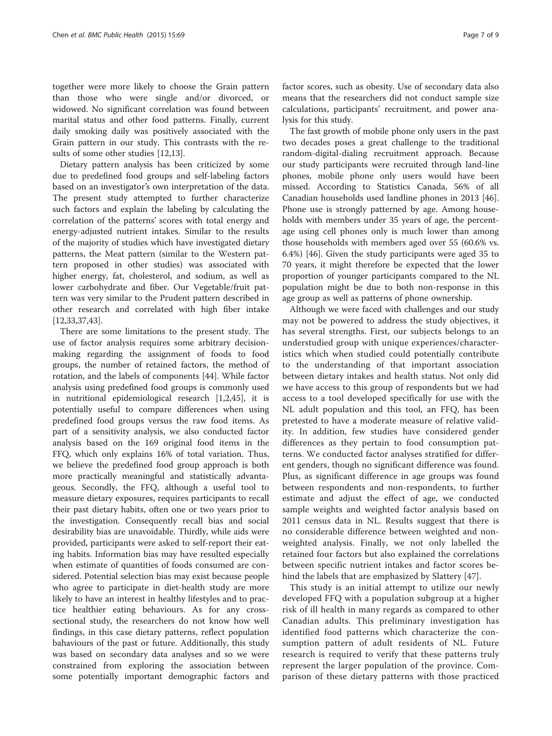together were more likely to choose the Grain pattern than those who were single and/or divorced, or widowed. No significant correlation was found between marital status and other food patterns. Finally, current daily smoking daily was positively associated with the Grain pattern in our study. This contrasts with the results of some other studies [12,13].

Dietary pattern analysis has been criticized by some due to predefined food groups and self-labeling factors based on an investigator's own interpretation of the data. The present study attempted to further characterize such factors and explain the labeling by calculating the correlation of the patterns' scores with total energy and energy-adjusted nutrient intakes. Similar to the results of the majority of studies which have investigated dietary patterns, the Meat pattern (similar to the Western pattern proposed in other studies) was associated with higher energy, fat, cholesterol, and sodium, as well as lower carbohydrate and fiber. Our Vegetable/fruit pattern was very similar to the Prudent pattern described in other research and correlated with high fiber intake [12,33,37,43].

There are some limitations to the present study. The use of factor analysis requires some arbitrary decision-making regarding the assignment of foods to food groups, the number of retained factors, the method of rotation, and the labels of components [44]. While factor analysis using predefined food groups is commonly used in nutritional epidemiological research [1,2,45], it is potentially useful to compare differences when using predefined food groups versus the raw food items. As part of a sensitivity analysis, we also conducted factor analysis based on the 169 original food items in the FFQ, which only explains 16% of total variation. Thus, we believe the predefined food group approach is both more practically meaningful and statistically advantageous. Secondly, the FFQ, although a useful tool to measure dietary exposures, requires participants to recall their past dietary habits, often one or two years prior to the investigation. Consequently recall bias and social desirability bias are unavoidable. Thirdly, while aids were provided, participants were asked to self-report their eating habits. Information bias may have resulted especially when estimate of quantities of foods consumed are considered. Potential selection bias may exist because people who agree to participate in diet-health study are more likely to have an interest in healthy lifestyles and to practice healthier eating behaviours. As for any cross-sectional study, the researchers do not know how well findings, in this case dietary patterns, reflect population bahaviours of the past or future. Additionally, this study was based on secondary data analyses and so we were constrained from exploring the association between some potentially important demographic factors and factor scores, such as obesity. Use of secondary data also means that the researchers did not conduct sample size calculations, participants' recruitment, and power analysis for this study.

The fast growth of mobile phone only users in the past two decades poses a great challenge to the traditional random-digital-dialing recruitment approach. Because our study participants were recruited through land-line phones, mobile phone only users would have been missed. According to Statistics Canada, 56% of all Canadian households used landline phones in 2013 [46]. Phone use is strongly patterned by age. Among households with members under 35 years of age, the percentage using cell phones only is much lower than among those households with members aged over 55 (60.6% vs. 6.4%) [46]. Given the study participants were aged 35 to 70 years, it might therefore be expected that the lower proportion of younger participants compared to the NL population might be due to both non-response in this age group as well as patterns of phone ownership.

Although we were faced with challenges and our study may not be powered to address the study objectives, it has several strengths. First, our subjects belongs to an understudied group with unique experiences/characteristics which when studied could potentially contribute to the understanding of that important association between dietary intakes and health status. Not only did we have access to this group of respondents but we had access to a tool developed specifically for use with the NL adult population and this tool, an FFQ, has been pretested to have a moderate measure of relative validity. In addition, few studies have considered gender differences as they pertain to food consumption patterns. We conducted factor analyses stratified for different genders, though no significant difference was found. Plus, as significant difference in age groups was found between respondents and non-respondents, to further estimate and adjust the effect of age, we conducted sample weights and weighted factor analysis based on 2011 census data in NL. Results suggest that there is no considerable difference between weighted and non-weighted analysis. Finally, we not only labelled the retained four factors but also explained the correlations between specific nutrient intakes and factor scores behind the labels that are emphasized by Slattery [47].

This study is an initial attempt to utilize our newly developed FFQ with a population subgroup at a higher risk of ill health in many regards as compared to other Canadian adults. This preliminary investigation has identified food patterns which characterize the consumption pattern of adult residents of NL. Future research is required to verify that these patterns truly represent the larger population of the province. Comparison of these dietary patterns with those practiced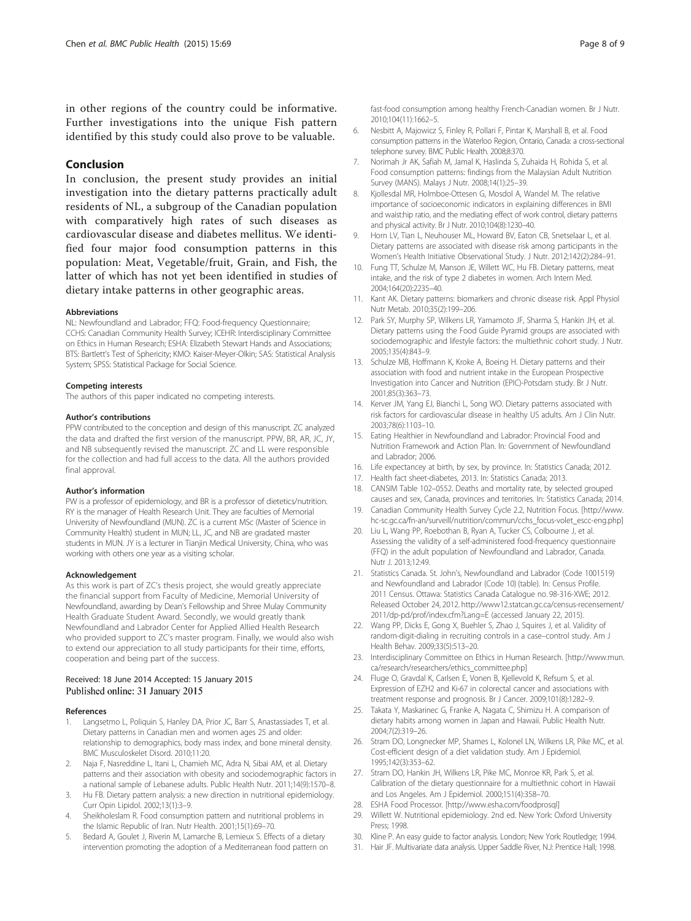in other regions of the country could be informative. Further investigations into the unique Fish pattern identified by this study could also prove to be valuable.

## Conclusion

In conclusion, the present study provides an initial investigation into the dietary patterns practically adult residents of NL, a subgroup of the Canadian population with comparatively high rates of such diseases as cardiovascular disease and diabetes mellitus. We identified four major food consumption patterns in this population: Meat, Vegetable/fruit, Grain, and Fish, the latter of which has not yet been identified in studies of dietary intake patterns in other geographic areas.

#### Abbreviations

NL: Newfoundland and Labrador; FFQ: Food-frequency Questionnaire; CCHS: Canadian Community Health Survey; ICEHR: Interdisciplinary Committee on Ethics in Human Research; ESHA: Elizabeth Stewart Hands and Associations; BTS: Bartlett's Test of Sphericity; KMO: Kaiser-Meyer-Olkin; SAS: Statistical Analysis System; SPSS: Statistical Package for Social Science.

#### Competing interests

The authors of this paper indicated no competing interests.

#### Author's contributions

PPW contributed to the conception and design of this manuscript. ZC analyzed the data and drafted the first version of the manuscript. PPW, BR, AR, JC, JY, and NB subsequently revised the manuscript. ZC and LL were responsible for the collection and had full access to the data. All the authors provided final approval.

#### Author's information

PW is a professor of epidemiology, and BR is a professor of dietetics/nutrition. RY is the manager of Health Research Unit. They are faculties of Memorial University of Newfoundland (MUN). ZC is a current MSc (Master of Science in Community Health) student in MUN; LL, JC, and NB are gradated master students in MUN. JY is a lecturer in Tianjin Medical University, China, who was working with others one year as a visiting scholar.

#### Acknowledgement

As this work is part of ZC's thesis project, she would greatly appreciate the financial support from Faculty of Medicine, Memorial University of Newfoundland, awarding by Dean's Fellowship and Shree Mulay Community Health Graduate Student Award. Secondly, we would greatly thank Newfoundland and Labrador Center for Applied Allied Health Research who provided support to ZC's master program. Finally, we would also wish to extend our appreciation to all study participants for their time, efforts, cooperation and being part of the success.

Received: 18 June 2014 Accepted: 15 January 2015
Published online: 31 January 2015

#### References

1. Langsetmo L, Poliquin S, Hanley DA, Prior JC, Barr S, Anastassiades T, et al. Dietary patterns in Canadian men and women ages 25 and older: relationship to demographics, body mass index, and bone mineral density. BMC Musculoskelet Disord. 2010;11:20.
2. Naja F, Nasreddine L, Itani L, Chamieh MC, Adra N, Sibai AM, et al. Dietary patterns and their association with obesity and sociodemographic factors in a national sample of Lebanese adults. Public Health Nutr. 2011;14(9):1570–8.
3. Hu FB. Dietary pattern analysis: a new direction in nutritional epidemiology. Curr Opin Lipidol. 2002;13(1):3–9.
4. Sheikholeslam R. Food consumption pattern and nutritional problems in the Islamic Republic of Iran. Nutr Health. 2001;15(1):69–70.
5. Bedard A, Goulet J, Riverin M, Lamarche B, Lemieux S. Effects of a dietary intervention promoting the adoption of a Mediterranean food pattern on fast-food consumption among healthy French-Canadian women. Br J Nutr. 2010;104(11):1662–5.
6. Nesbitt A, Majowicz S, Finley R, Pollari F, Pintar K, Marshall B, et al. Food consumption patterns in the Waterloo Region, Ontario, Canada: a cross-sectional telephone survey. BMC Public Health. 2008;8:370.
7. Norimah Jr AK, Safiah M, Jamal K, Haslinda S, Zuhaida H, Rohida S, et al. Food consumption patterns: findings from the Malaysian Adult Nutrition Survey (MANS). Malays J Nutr. 2008;14(1):25–39.
8. Kjollesdal MR, Holmboe-Ottesen G, Mosdol A, Wandel M. The relative importance of socioeconomic indicators in explaining differences in BMI and waist:hip ratio, and the mediating effect of work control, dietary patterns and physical activity. Br J Nutr. 2010;104(8):1230–40.
9. Horn LV, Tian L, Neuhouser ML, Howard BV, Eaton CB, Snetselaar L, et al. Dietary patterns are associated with disease risk among participants in the Women's Health Initiative Observational Study. J Nutr. 2012;142(2):284–91.
10. Fung TT, Schulze M, Manson JE, Willett WC, Hu FB. Dietary patterns, meat intake, and the risk of type 2 diabetes in women. Arch Intern Med. 2004;164(20):2235–40.
11. Kant AK. Dietary patterns: biomarkers and chronic disease risk. Appl Physiol Nutr Metab. 2010;35(2):199–206.
12. Park SY, Murphy SP, Wilkens LR, Yamamoto JF, Sharma S, Hankin JH, et al. Dietary patterns using the Food Guide Pyramid groups are associated with sociodemographic and lifestyle factors: the multiethnic cohort study. J Nutr. 2005;135(4):843–9.
13. Schulze MB, Hoffmann K, Kroke A, Boeing H. Dietary patterns and their association with food and nutrient intake in the European Prospective Investigation into Cancer and Nutrition (EPIC)-Potsdam study. Br J Nutr. 2001;85(3):363–73.
14. Kerver JM, Yang EJ, Bianchi L, Song WO. Dietary patterns associated with risk factors for cardiovascular disease in healthy US adults. Am J Clin Nutr. 2003;78(6):1103–10.
15. Eating Healthier in Newfoundland and Labrador: Provincial Food and Nutrition Framework and Action Plan. In: Government of Newfoundland and Labrador; 2006.
16. Life expectancy at birth, by sex, by province. In: Statistics Canada; 2012.
17. Health fact sheet-diabetes, 2013. In: Statistics Canada; 2013.
18. CANSIM Table 102–0552. Deaths and mortality rate, by selected grouped causes and sex, Canada, provinces and territories. In: Statistics Canada; 2014.
19. Canadian Community Health Survey Cycle 2.2, Nutrition Focus. [http://www.hc-sc.gc.ca/fn-an/surveill/nutrition/commun/cchs_focus-volet_escc-eng.php]
20. Liu L, Wang PP, Roebothan B, Ryan A, Tucker CS, Colbourne J, et al. Assessing the validity of a self-administered food-frequency questionnaire (FFQ) in the adult population of Newfoundland and Labrador, Canada. Nutr J. 2013;12:49.
21. Statistics Canada. St. John's, Newfoundland and Labrador (Code 1001519) and Newfoundland and Labrador (Code 10) (table). In: Census Profile. 2011 Census. Ottawa: Statistics Canada Catalogue no. 98-316-XWE; 2012. Released October 24, 2012. http://www12.statcan.gc.ca/census-recensement/2011/dp-pd/prof/index.cfm?Lang=E (accessed January 22, 2015).
22. Wang PP, Dicks E, Gong X, Buehler S, Zhao J, Squires J, et al. Validity of random-digit-dialing in recruiting controls in a case–control study. Am J Health Behav. 2009;33(5):513–20.
23. Interdisciplinary Committee on Ethics in Human Research. [http://www.mun.ca/research/researchers/ethics_committee.php]
24. Fluge O, Gravdal K, Carlsen E, Vonen B, Kjellevold K, Refsum S, et al. Expression of EZH2 and Ki-67 in colorectal cancer and associations with treatment response and prognosis. Br J Cancer. 2009;101(8):1282–9.
25. Takata Y, Maskarinec G, Franke A, Nagata C, Shimizu H. A comparison of dietary habits among women in Japan and Hawaii. Public Health Nutr. 2004;7(2):319–26.
26. Stram DO, Longnecker MP, Shames L, Kolonel LN, Wilkens LR, Pike MC, et al. Cost-efficient design of a diet validation study. Am J Epidemiol. 1995;142(3):353–62.
27. Stram DO, Hankin JH, Wilkens LR, Pike MC, Monroe KR, Park S, et al. Calibration of the dietary questionnaire for a multiethnic cohort in Hawaii and Los Angeles. Am J Epidemiol. 2000;151(4):358–70.
28. ESHA Food Processor. [http://www.esha.com/foodprosql]
29. Willett W. Nutritional epidemiology. 2nd ed. New York: Oxford University Press; 1998.
30. Kline P. An easy guide to factor analysis. London; New York: Routledge; 1994.
31. Hair JF. Multivariate data analysis. Upper Saddle River, NJ: Prentice Hall; 1998.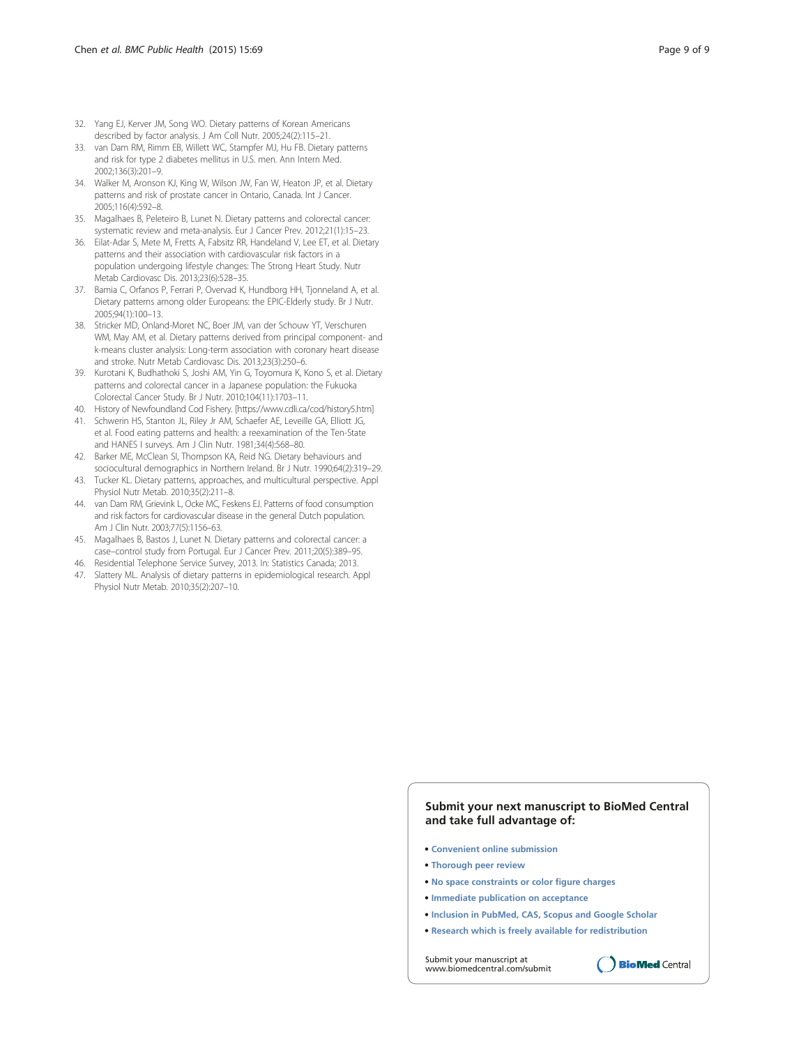32. Yang EJ, Kerver JM, Song WO. Dietary patterns of Korean Americans described by factor analysis. J Am Coll Nutr. 2005;24(2):115–21.
33. van Dam RM, Rimm EB, Willett WC, Stampfer MJ, Hu FB. Dietary patterns and risk for type 2 diabetes mellitus in U.S. men. Ann Intern Med. 2002;136(3):201–9.
34. Walker M, Aronson KJ, King W, Wilson JW, Fan W, Heaton JP, et al. Dietary patterns and risk of prostate cancer in Ontario, Canada. Int J Cancer. 2005;116(4):592–8.
35. Magalhaes B, Peleteiro B, Lunet N. Dietary patterns and colorectal cancer: systematic review and meta-analysis. Eur J Cancer Prev. 2012;21(1):15–23.
36. Eilat-Adar S, Mete M, Fretts A, Fabsitz RR, Handeland V, Lee ET, et al. Dietary patterns and their association with cardiovascular risk factors in a population undergoing lifestyle changes: The Strong Heart Study. Nutr Metab Cardiovasc Dis. 2013;23(6):528–35.
37. Bamia C, Orfanos P, Ferrari P, Overvad K, Hundborg HH, Tjonneland A, et al. Dietary patterns among older Europeans: the EPIC-Elderly study. Br J Nutr. 2005;94(1):100–13.
38. Stricker MD, Onland-Moret NC, Boer JM, van der Schouw YT, Verschuren WM, May AM, et al. Dietary patterns derived from principal component- and k-means cluster analysis: Long-term association with coronary heart disease and stroke. Nutr Metab Cardiovasc Dis. 2013;23(3):250–6.
39. Kurotani K, Budhathoki S, Joshi AM, Yin G, Toyomura K, Kono S, et al. Dietary patterns and colorectal cancer in a Japanese population: the Fukuoka Colorectal Cancer Study. Br J Nutr. 2010;104(11):1703–11.
40. History of Newfoundland Cod Fishery. [https://www.cdli.ca/cod/history5.htm]
41. Schwerin HS, Stanton JL, Riley Jr AM, Schaefer AE, Leveille GA, Elliott JG, et al. Food eating patterns and health: a reexamination of the Ten-State and HANES I surveys. Am J Clin Nutr. 1981;34(4):568–80.
42. Barker ME, McClean SI, Thompson KA, Reid NG. Dietary behaviours and sociocultural demographics in Northern Ireland. Br J Nutr. 1990;64(2):319–29.
43. Tucker KL. Dietary patterns, approaches, and multicultural perspective. Appl Physiol Nutr Metab. 2010;35(2):211–8.
44. van Dam RM, Grievink L, Ocke MC, Feskens EJ. Patterns of food consumption and risk factors for cardiovascular disease in the general Dutch population. Am J Clin Nutr. 2003;77(5):1156–63.
45. Magalhaes B, Bastos J, Lunet N. Dietary patterns and colorectal cancer: a case–control study from Portugal. Eur J Cancer Prev. 2011;20(5):389–95.
46. Residential Telephone Service Survey, 2013. In: Statistics Canada; 2013.
47. Slattery ML. Analysis of dietary patterns in epidemiological research. Appl Physiol Nutr Metab. 2010;35(2):207–10.

**Submit your next manuscript to BioMed Central and take full advantage of:**

- **Convenient online submission**
- **Thorough peer review**
- **No space constraints or color figure charges**
- **Immediate publication on acceptance**
- **Inclusion in PubMed, CAS, Scopus and Google Scholar**
- **Research which is freely available for redistribution**

Submit your manuscript at
www.biomedcentral.com/submit

BioMed Central